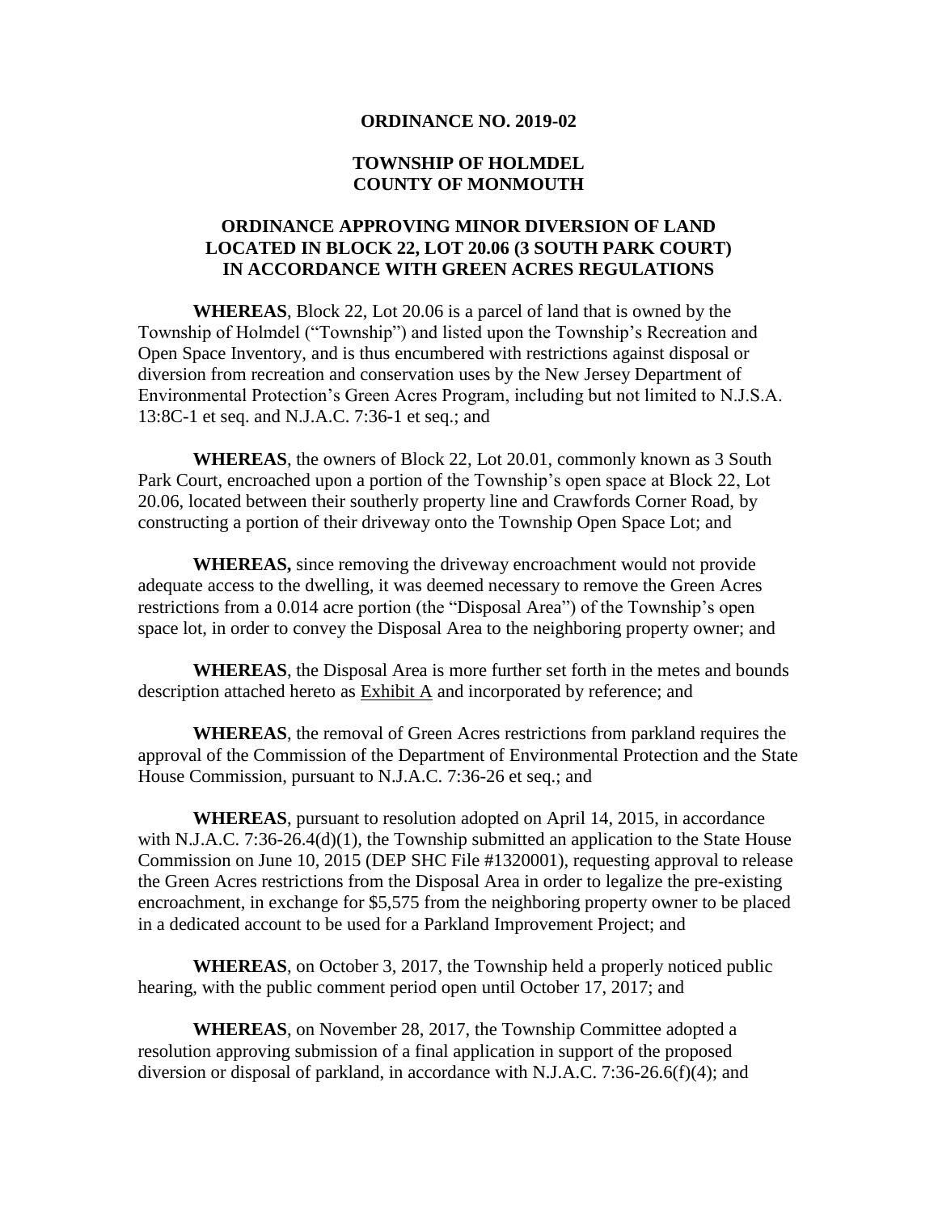**ORDINANCE NO. 2019-02**

**TOWNSHIP OF HOLMDEL**
**COUNTY OF MONMOUTH**

**ORDINANCE APPROVING MINOR DIVERSION OF LAND LOCATED IN BLOCK 22, LOT 20.06 (3 SOUTH PARK COURT) IN ACCORDANCE WITH GREEN ACRES REGULATIONS**

**WHEREAS**, Block 22, Lot 20.06 is a parcel of land that is owned by the Township of Holmdel ("Township") and listed upon the Township's Recreation and Open Space Inventory, and is thus encumbered with restrictions against disposal or diversion from recreation and conservation uses by the New Jersey Department of Environmental Protection's Green Acres Program, including but not limited to N.J.S.A. 13:8C-1 et seq. and N.J.A.C. 7:36-1 et seq.; and

**WHEREAS**, the owners of Block 22, Lot 20.01, commonly known as 3 South Park Court, encroached upon a portion of the Township's open space at Block 22, Lot 20.06, located between their southerly property line and Crawfords Corner Road, by constructing a portion of their driveway onto the Township Open Space Lot; and

**WHEREAS,** since removing the driveway encroachment would not provide adequate access to the dwelling, it was deemed necessary to remove the Green Acres restrictions from a 0.014 acre portion (the "Disposal Area") of the Township's open space lot, in order to convey the Disposal Area to the neighboring property owner; and

**WHEREAS**, the Disposal Area is more further set forth in the metes and bounds description attached hereto as Exhibit A and incorporated by reference; and

**WHEREAS**, the removal of Green Acres restrictions from parkland requires the approval of the Commission of the Department of Environmental Protection and the State House Commission, pursuant to N.J.A.C. 7:36-26 et seq.; and

**WHEREAS**, pursuant to resolution adopted on April 14, 2015, in accordance with N.J.A.C. 7:36-26.4(d)(1), the Township submitted an application to the State House Commission on June 10, 2015 (DEP SHC File #1320001), requesting approval to release the Green Acres restrictions from the Disposal Area in order to legalize the pre-existing encroachment, in exchange for $5,575 from the neighboring property owner to be placed in a dedicated account to be used for a Parkland Improvement Project; and

**WHEREAS**, on October 3, 2017, the Township held a properly noticed public hearing, with the public comment period open until October 17, 2017; and

**WHEREAS**, on November 28, 2017, the Township Committee adopted a resolution approving submission of a final application in support of the proposed diversion or disposal of parkland, in accordance with N.J.A.C. 7:36-26.6(f)(4); and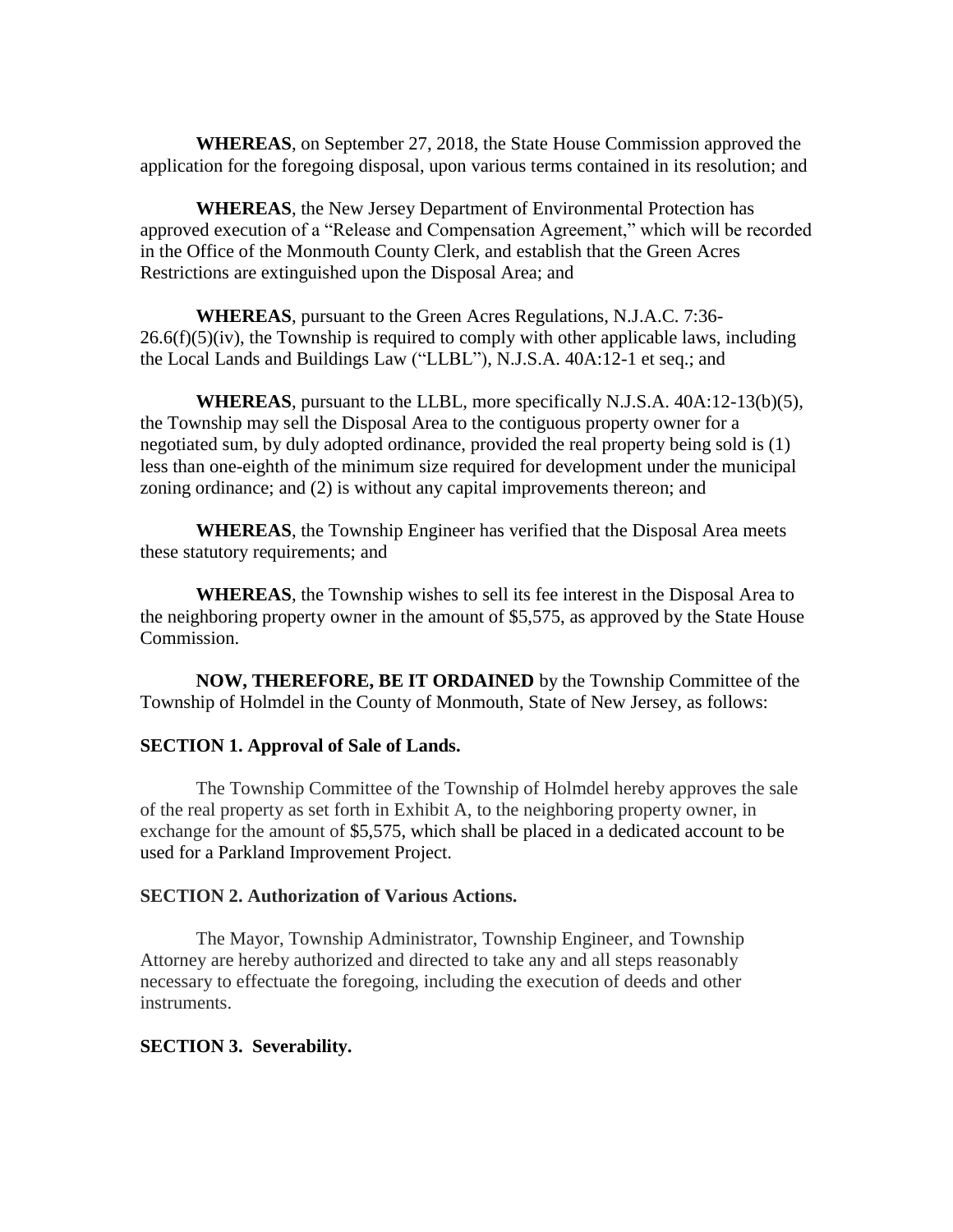**WHEREAS**, on September 27, 2018, the State House Commission approved the application for the foregoing disposal, upon various terms contained in its resolution; and

**WHEREAS**, the New Jersey Department of Environmental Protection has approved execution of a "Release and Compensation Agreement," which will be recorded in the Office of the Monmouth County Clerk, and establish that the Green Acres Restrictions are extinguished upon the Disposal Area; and

**WHEREAS**, pursuant to the Green Acres Regulations, N.J.A.C. 7:36-26.6(f)(5)(iv), the Township is required to comply with other applicable laws, including the Local Lands and Buildings Law ("LLBL"), N.J.S.A. 40A:12-1 et seq.; and

**WHEREAS**, pursuant to the LLBL, more specifically N.J.S.A. 40A:12-13(b)(5), the Township may sell the Disposal Area to the contiguous property owner for a negotiated sum, by duly adopted ordinance, provided the real property being sold is (1) less than one-eighth of the minimum size required for development under the municipal zoning ordinance; and (2) is without any capital improvements thereon; and

**WHEREAS**, the Township Engineer has verified that the Disposal Area meets these statutory requirements; and

**WHEREAS**, the Township wishes to sell its fee interest in the Disposal Area to the neighboring property owner in the amount of $5,575, as approved by the State House Commission.

**NOW, THEREFORE, BE IT ORDAINED** by the Township Committee of the Township of Holmdel in the County of Monmouth, State of New Jersey, as follows:

**SECTION 1. Approval of Sale of Lands.**

The Township Committee of the Township of Holmdel hereby approves the sale of the real property as set forth in Exhibit A, to the neighboring property owner, in exchange for the amount of $5,575, which shall be placed in a dedicated account to be used for a Parkland Improvement Project.

**SECTION 2. Authorization of Various Actions.**

The Mayor, Township Administrator, Township Engineer, and Township Attorney are hereby authorized and directed to take any and all steps reasonably necessary to effectuate the foregoing, including the execution of deeds and other instruments.

**SECTION 3. Severability.**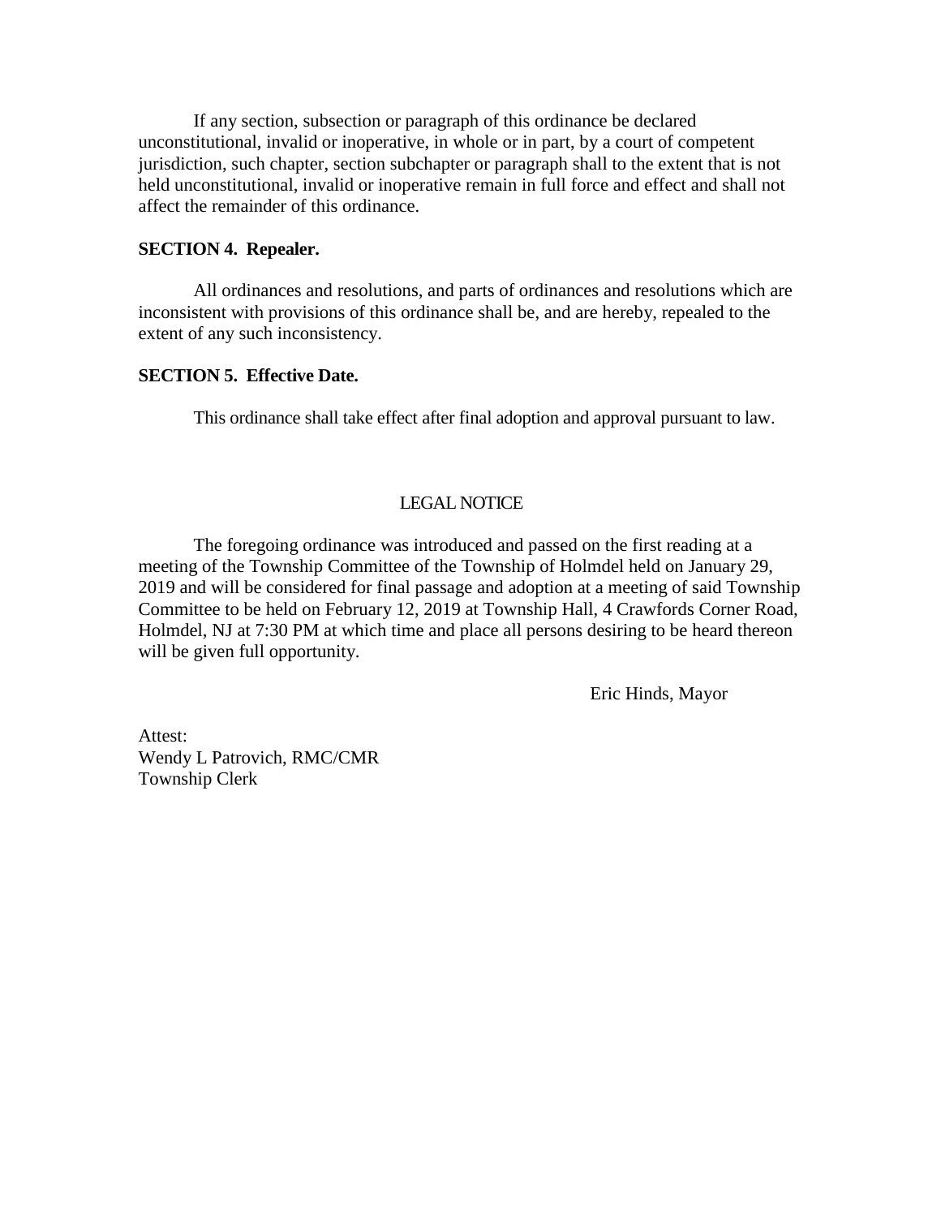If any section, subsection or paragraph of this ordinance be declared unconstitutional, invalid or inoperative, in whole or in part, by a court of competent jurisdiction, such chapter, section subchapter or paragraph shall to the extent that is not held unconstitutional, invalid or inoperative remain in full force and effect and shall not affect the remainder of this ordinance.

**SECTION 4. Repealer.**

All ordinances and resolutions, and parts of ordinances and resolutions which are inconsistent with provisions of this ordinance shall be, and are hereby, repealed to the extent of any such inconsistency.

**SECTION 5. Effective Date.**

This ordinance shall take effect after final adoption and approval pursuant to law.

LEGAL NOTICE

The foregoing ordinance was introduced and passed on the first reading at a meeting of the Township Committee of the Township of Holmdel held on January 29, 2019 and will be considered for final passage and adoption at a meeting of said Township Committee to be held on February 12, 2019 at Township Hall, 4 Crawfords Corner Road, Holmdel, NJ at 7:30 PM at which time and place all persons desiring to be heard thereon will be given full opportunity.

Eric Hinds, Mayor

Attest:
Wendy L Patrovich, RMC/CMR
Township Clerk